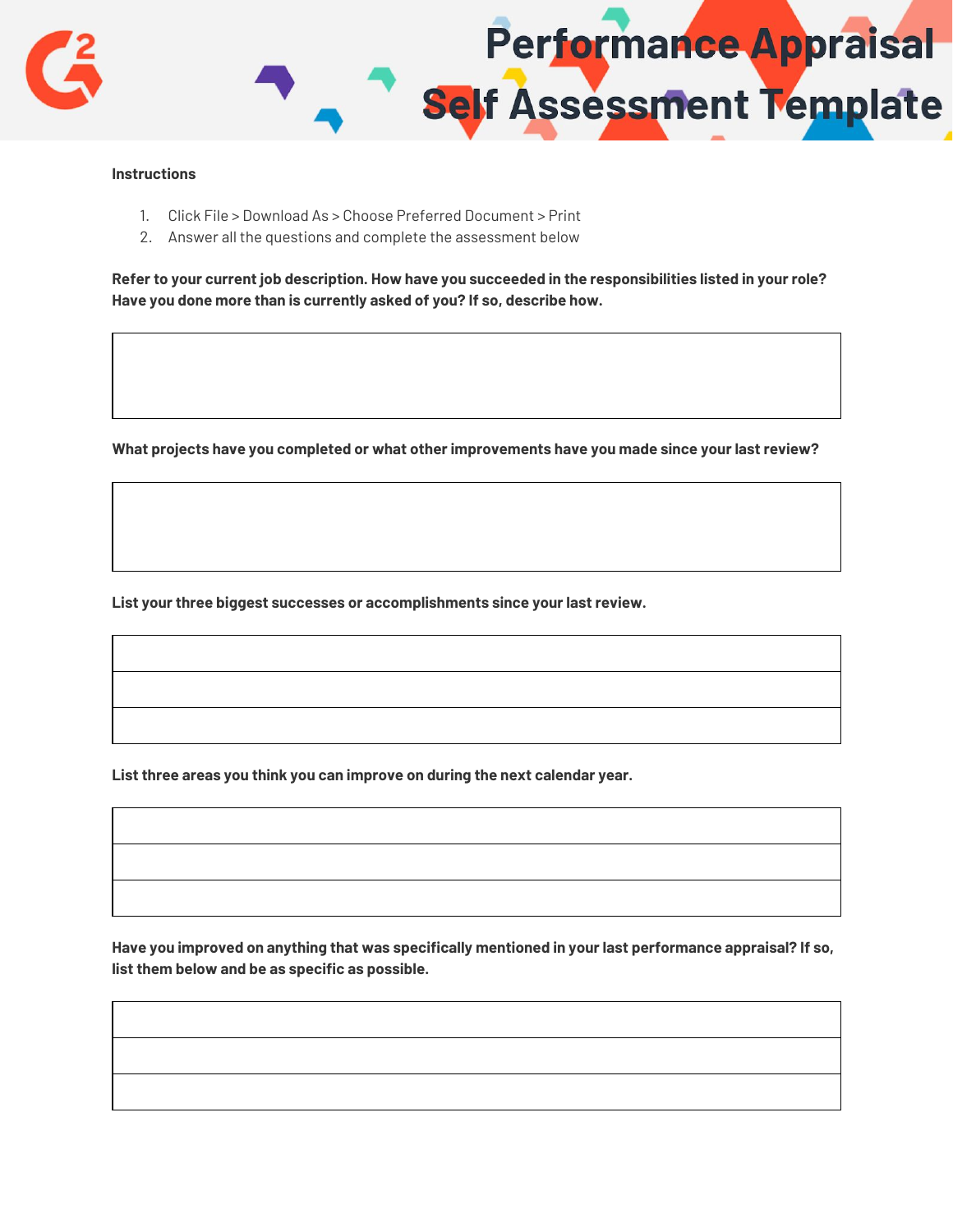# Performance Appraisal Self Assessment Template

**Instructions**

1. Click File > Download As > Choose Preferred Document > Print
2. Answer all the questions and complete the assessment below

**Refer to your current job description. How have you succeeded in the responsibilities listed in your role? Have you done more than is currently asked of you? If so, describe how.**

| |
|---|
| |

**What projects have you completed or what other improvements have you made since your last review?**

| |
|---|
| |

**List your three biggest successes or accomplishments since your last review.**

| |
|---|
| |
| |
| |

**List three areas you think you can improve on during the next calendar year.**

| |
|---|
| |
| |
| |

**Have you improved on anything that was specifically mentioned in your last performance appraisal? If so, list them below and be as specific as possible.**

| |
|---|
| |
| |
| |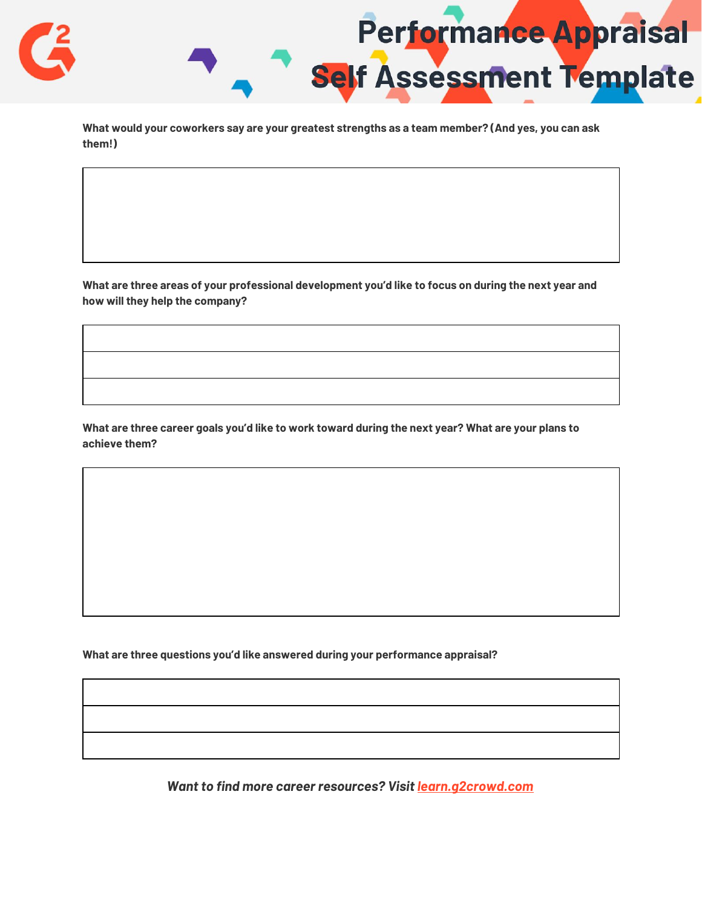# Performance Appraisal Self Assessment Template

**What would your coworkers say are your greatest strengths as a team member? (And yes, you can ask them!)**

| |
|---|
| |

**What are three areas of your professional development you'd like to focus on during the next year and how will they help the company?**

| |
|---|
| |
| |
| |

**What are three career goals you'd like to work toward during the next year? What are your plans to achieve them?**

| |
|---|
| |

**What are three questions you'd like answered during your performance appraisal?**

| |
|---|
| |
| |
| |

***Want to find more career resources? Visit [learn.g2crowd.com](learn.g2crowd.com)***